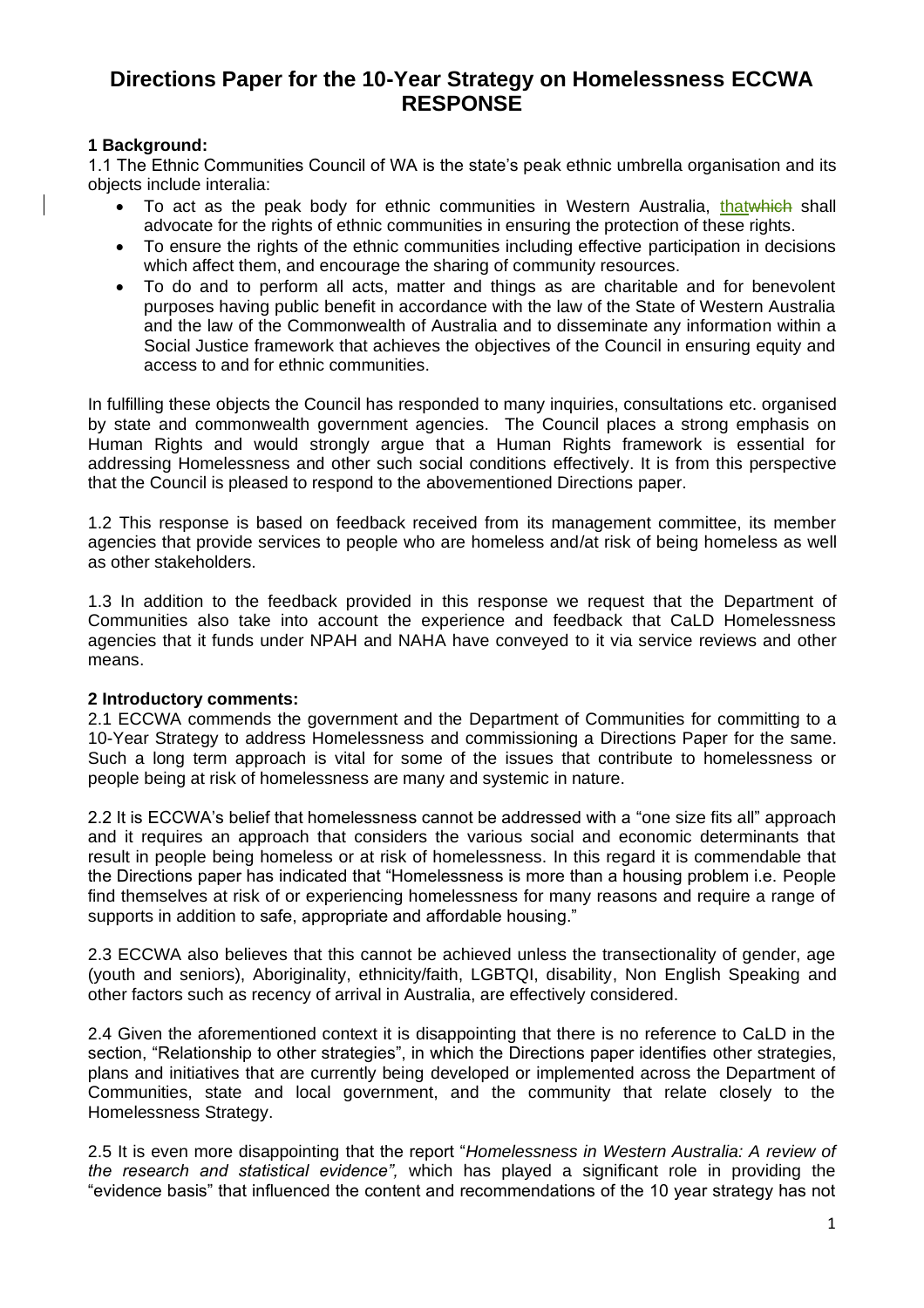# Directions Paper for the 10-Year Strategy on Homelessness ECCWA RESPONSE

**1 Background:**

1.1 The Ethnic Communities Council of WA is the state's peak ethnic umbrella organisation and its objects include interalia:

- To act as the peak body for ethnic communities in Western Australia, thatwhich shall advocate for the rights of ethnic communities in ensuring the protection of these rights.
- To ensure the rights of the ethnic communities including effective participation in decisions which affect them, and encourage the sharing of community resources.
- To do and to perform all acts, matter and things as are charitable and for benevolent purposes having public benefit in accordance with the law of the State of Western Australia and the law of the Commonwealth of Australia and to disseminate any information within a Social Justice framework that achieves the objectives of the Council in ensuring equity and access to and for ethnic communities.

In fulfilling these objects the Council has responded to many inquiries, consultations etc. organised by state and commonwealth government agencies. The Council places a strong emphasis on Human Rights and would strongly argue that a Human Rights framework is essential for addressing Homelessness and other such social conditions effectively. It is from this perspective that the Council is pleased to respond to the abovementioned Directions paper.

1.2 This response is based on feedback received from its management committee, its member agencies that provide services to people who are homeless and/at risk of being homeless as well as other stakeholders.

1.3 In addition to the feedback provided in this response we request that the Department of Communities also take into account the experience and feedback that CaLD Homelessness agencies that it funds under NPAH and NAHA have conveyed to it via service reviews and other means.

**2 Introductory comments:**

2.1 ECCWA commends the government and the Department of Communities for committing to a 10-Year Strategy to address Homelessness and commissioning a Directions Paper for the same. Such a long term approach is vital for some of the issues that contribute to homelessness or people being at risk of homelessness are many and systemic in nature.

2.2 It is ECCWA's belief that homelessness cannot be addressed with a "one size fits all" approach and it requires an approach that considers the various social and economic determinants that result in people being homeless or at risk of homelessness. In this regard it is commendable that the Directions paper has indicated that "Homelessness is more than a housing problem i.e. People find themselves at risk of or experiencing homelessness for many reasons and require a range of supports in addition to safe, appropriate and affordable housing."

2.3 ECCWA also believes that this cannot be achieved unless the transectionality of gender, age (youth and seniors), Aboriginality, ethnicity/faith, LGBTQI, disability, Non English Speaking and other factors such as recency of arrival in Australia, are effectively considered.

2.4 Given the aforementioned context it is disappointing that there is no reference to CaLD in the section, "Relationship to other strategies", in which the Directions paper identifies other strategies, plans and initiatives that are currently being developed or implemented across the Department of Communities, state and local government, and the community that relate closely to the Homelessness Strategy.

2.5 It is even more disappointing that the report "*Homelessness in Western Australia: A review of the research and statistical evidence",* which has played a significant role in providing the "evidence basis" that influenced the content and recommendations of the 10 year strategy has not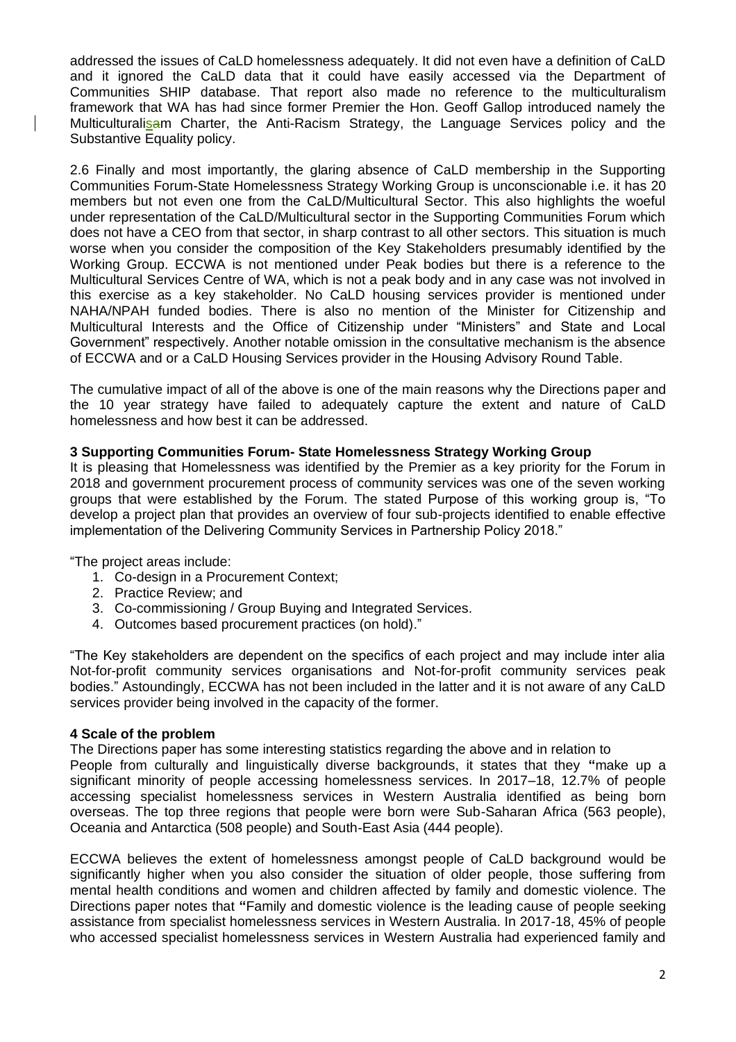addressed the issues of CaLD homelessness adequately. It did not even have a definition of CaLD and it ignored the CaLD data that it could have easily accessed via the Department of Communities SHIP database. That report also made no reference to the multiculturalism framework that WA has had since former Premier the Hon. Geoff Gallop introduced namely the Multiculturalism Charter, the Anti-Racism Strategy, the Language Services policy and the Substantive Equality policy.

2.6 Finally and most importantly, the glaring absence of CaLD membership in the Supporting Communities Forum-State Homelessness Strategy Working Group is unconscionable i.e. it has 20 members but not even one from the CaLD/Multicultural Sector. This also highlights the woeful under representation of the CaLD/Multicultural sector in the Supporting Communities Forum which does not have a CEO from that sector, in sharp contrast to all other sectors. This situation is much worse when you consider the composition of the Key Stakeholders presumably identified by the Working Group. ECCWA is not mentioned under Peak bodies but there is a reference to the Multicultural Services Centre of WA, which is not a peak body and in any case was not involved in this exercise as a key stakeholder. No CaLD housing services provider is mentioned under NAHA/NPAH funded bodies. There is also no mention of the Minister for Citizenship and Multicultural Interests and the Office of Citizenship under "Ministers" and State and Local Government" respectively. Another notable omission in the consultative mechanism is the absence of ECCWA and or a CaLD Housing Services provider in the Housing Advisory Round Table.

The cumulative impact of all of the above is one of the main reasons why the Directions paper and the 10 year strategy have failed to adequately capture the extent and nature of CaLD homelessness and how best it can be addressed.

**3 Supporting Communities Forum- State Homelessness Strategy Working Group**

It is pleasing that Homelessness was identified by the Premier as a key priority for the Forum in 2018 and government procurement process of community services was one of the seven working groups that were established by the Forum. The stated Purpose of this working group is, "To develop a project plan that provides an overview of four sub-projects identified to enable effective implementation of the Delivering Community Services in Partnership Policy 2018."

"The project areas include:

1. Co-design in a Procurement Context;
2. Practice Review; and
3. Co-commissioning / Group Buying and Integrated Services.
4. Outcomes based procurement practices (on hold)."

"The Key stakeholders are dependent on the specifics of each project and may include inter alia Not-for-profit community services organisations and Not-for-profit community services peak bodies." Astoundingly, ECCWA has not been included in the latter and it is not aware of any CaLD services provider being involved in the capacity of the former.

**4 Scale of the problem**

The Directions paper has some interesting statistics regarding the above and in relation to People from culturally and linguistically diverse backgrounds, it states that they **"**make up a significant minority of people accessing homelessness services. In 2017–18, 12.7% of people accessing specialist homelessness services in Western Australia identified as being born overseas. The top three regions that people were born were Sub-Saharan Africa (563 people), Oceania and Antarctica (508 people) and South-East Asia (444 people).

ECCWA believes the extent of homelessness amongst people of CaLD background would be significantly higher when you also consider the situation of older people, those suffering from mental health conditions and women and children affected by family and domestic violence. The Directions paper notes that **"**Family and domestic violence is the leading cause of people seeking assistance from specialist homelessness services in Western Australia. In 2017-18, 45% of people who accessed specialist homelessness services in Western Australia had experienced family and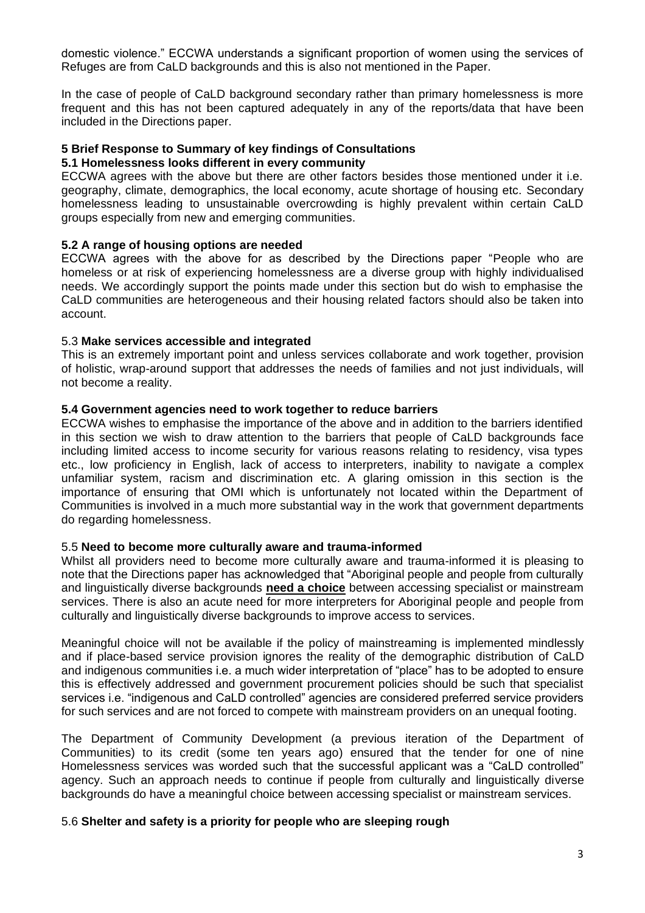domestic violence." ECCWA understands a significant proportion of women using the services of Refuges are from CaLD backgrounds and this is also not mentioned in the Paper.

In the case of people of CaLD background secondary rather than primary homelessness is more frequent and this has not been captured adequately in any of the reports/data that have been included in the Directions paper.

## 5 Brief Response to Summary of key findings of Consultations

### 5.1 Homelessness looks different in every community

ECCWA agrees with the above but there are other factors besides those mentioned under it i.e. geography, climate, demographics, the local economy, acute shortage of housing etc. Secondary homelessness leading to unsustainable overcrowding is highly prevalent within certain CaLD groups especially from new and emerging communities.

### 5.2 A range of housing options are needed

ECCWA agrees with the above for as described by the Directions paper "People who are homeless or at risk of experiencing homelessness are a diverse group with highly individualised needs. We accordingly support the points made under this section but do wish to emphasise the CaLD communities are heterogeneous and their housing related factors should also be taken into account.

### 5.3 **Make services accessible and integrated**

This is an extremely important point and unless services collaborate and work together, provision of holistic, wrap-around support that addresses the needs of families and not just individuals, will not become a reality.

### 5.4 Government agencies need to work together to reduce barriers

ECCWA wishes to emphasise the importance of the above and in addition to the barriers identified in this section we wish to draw attention to the barriers that people of CaLD backgrounds face including limited access to income security for various reasons relating to residency, visa types etc., low proficiency in English, lack of access to interpreters, inability to navigate a complex unfamiliar system, racism and discrimination etc. A glaring omission in this section is the importance of ensuring that OMI which is unfortunately not located within the Department of Communities is involved in a much more substantial way in the work that government departments do regarding homelessness.

### 5.5 **Need to become more culturally aware and trauma-informed**

Whilst all providers need to become more culturally aware and trauma-informed it is pleasing to note that the Directions paper has acknowledged that "Aboriginal people and people from culturally and linguistically diverse backgrounds **need a choice** between accessing specialist or mainstream services. There is also an acute need for more interpreters for Aboriginal people and people from culturally and linguistically diverse backgrounds to improve access to services.

Meaningful choice will not be available if the policy of mainstreaming is implemented mindlessly and if place-based service provision ignores the reality of the demographic distribution of CaLD and indigenous communities i.e. a much wider interpretation of "place" has to be adopted to ensure this is effectively addressed and government procurement policies should be such that specialist services i.e. "indigenous and CaLD controlled" agencies are considered preferred service providers for such services and are not forced to compete with mainstream providers on an unequal footing.

The Department of Community Development (a previous iteration of the Department of Communities) to its credit (some ten years ago) ensured that the tender for one of nine Homelessness services was worded such that the successful applicant was a "CaLD controlled" agency. Such an approach needs to continue if people from culturally and linguistically diverse backgrounds do have a meaningful choice between accessing specialist or mainstream services.

### 5.6 **Shelter and safety is a priority for people who are sleeping rough**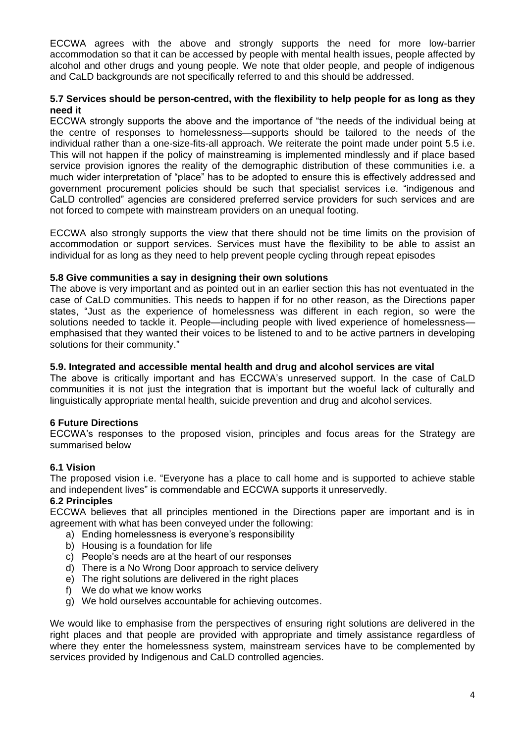ECCWA agrees with the above and strongly supports the need for more low-barrier accommodation so that it can be accessed by people with mental health issues, people affected by alcohol and other drugs and young people. We note that older people, and people of indigenous and CaLD backgrounds are not specifically referred to and this should be addressed.

### 5.7 Services should be person-centred, with the flexibility to help people for as long as they need it

ECCWA strongly supports the above and the importance of "the needs of the individual being at the centre of responses to homelessness—supports should be tailored to the needs of the individual rather than a one-size-fits-all approach. We reiterate the point made under point 5.5 i.e. This will not happen if the policy of mainstreaming is implemented mindlessly and if place based service provision ignores the reality of the demographic distribution of these communities i.e. a much wider interpretation of "place" has to be adopted to ensure this is effectively addressed and government procurement policies should be such that specialist services i.e. "indigenous and CaLD controlled" agencies are considered preferred service providers for such services and are not forced to compete with mainstream providers on an unequal footing.

ECCWA also strongly supports the view that there should not be time limits on the provision of accommodation or support services. Services must have the flexibility to be able to assist an individual for as long as they need to help prevent people cycling through repeat episodes

### 5.8 Give communities a say in designing their own solutions

The above is very important and as pointed out in an earlier section this has not eventuated in the case of CaLD communities. This needs to happen if for no other reason, as the Directions paper states, "Just as the experience of homelessness was different in each region, so were the solutions needed to tackle it. People—including people with lived experience of homelessness—emphasised that they wanted their voices to be listened to and to be active partners in developing solutions for their community."

### 5.9. Integrated and accessible mental health and drug and alcohol services are vital

The above is critically important and has ECCWA's unreserved support. In the case of CaLD communities it is not just the integration that is important but the woeful lack of culturally and linguistically appropriate mental health, suicide prevention and drug and alcohol services.

## 6 Future Directions

ECCWA's responses to the proposed vision, principles and focus areas for the Strategy are summarised below

### 6.1 Vision

The proposed vision i.e. "Everyone has a place to call home and is supported to achieve stable and independent lives" is commendable and ECCWA supports it unreservedly.

### 6.2 Principles

ECCWA believes that all principles mentioned in the Directions paper are important and is in agreement with what has been conveyed under the following:

a) Ending homelessness is everyone's responsibility
b) Housing is a foundation for life
c) People's needs are at the heart of our responses
d) There is a No Wrong Door approach to service delivery
e) The right solutions are delivered in the right places
f) We do what we know works
g) We hold ourselves accountable for achieving outcomes.

We would like to emphasise from the perspectives of ensuring right solutions are delivered in the right places and that people are provided with appropriate and timely assistance regardless of where they enter the homelessness system, mainstream services have to be complemented by services provided by Indigenous and CaLD controlled agencies.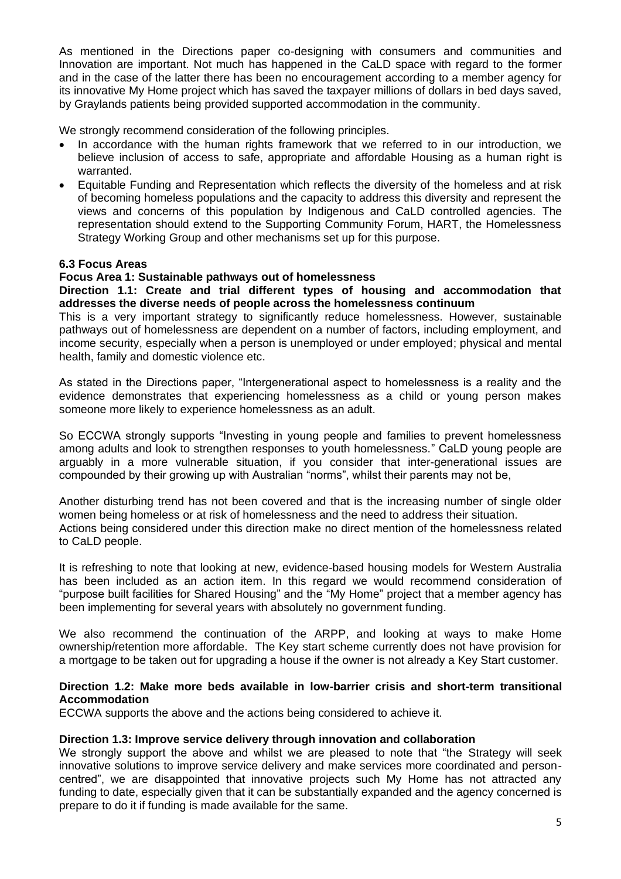As mentioned in the Directions paper co-designing with consumers and communities and Innovation are important. Not much has happened in the CaLD space with regard to the former and in the case of the latter there has been no encouragement according to a member agency for its innovative My Home project which has saved the taxpayer millions of dollars in bed days saved, by Graylands patients being provided supported accommodation in the community.

We strongly recommend consideration of the following principles.

- In accordance with the human rights framework that we referred to in our introduction, we believe inclusion of access to safe, appropriate and affordable Housing as a human right is warranted.
- Equitable Funding and Representation which reflects the diversity of the homeless and at risk of becoming homeless populations and the capacity to address this diversity and represent the views and concerns of this population by Indigenous and CaLD controlled agencies. The representation should extend to the Supporting Community Forum, HART, the Homelessness Strategy Working Group and other mechanisms set up for this purpose.

### 6.3 Focus Areas

#### Focus Area 1: Sustainable pathways out of homelessness

**Direction 1.1: Create and trial different types of housing and accommodation that addresses the diverse needs of people across the homelessness continuum**

This is a very important strategy to significantly reduce homelessness. However, sustainable pathways out of homelessness are dependent on a number of factors, including employment, and income security, especially when a person is unemployed or under employed; physical and mental health, family and domestic violence etc.

As stated in the Directions paper, "Intergenerational aspect to homelessness is a reality and the evidence demonstrates that experiencing homelessness as a child or young person makes someone more likely to experience homelessness as an adult.

So ECCWA strongly supports "Investing in young people and families to prevent homelessness among adults and look to strengthen responses to youth homelessness." CaLD young people are arguably in a more vulnerable situation, if you consider that inter-generational issues are compounded by their growing up with Australian "norms", whilst their parents may not be,

Another disturbing trend has not been covered and that is the increasing number of single older women being homeless or at risk of homelessness and the need to address their situation.
Actions being considered under this direction make no direct mention of the homelessness related to CaLD people.

It is refreshing to note that looking at new, evidence-based housing models for Western Australia has been included as an action item. In this regard we would recommend consideration of "purpose built facilities for Shared Housing" and the "My Home" project that a member agency has been implementing for several years with absolutely no government funding.

We also recommend the continuation of the ARPP, and looking at ways to make Home ownership/retention more affordable. The Key start scheme currently does not have provision for a mortgage to be taken out for upgrading a house if the owner is not already a Key Start customer.

**Direction 1.2: Make more beds available in low-barrier crisis and short-term transitional Accommodation**

ECCWA supports the above and the actions being considered to achieve it.

**Direction 1.3: Improve service delivery through innovation and collaboration**

We strongly support the above and whilst we are pleased to note that "the Strategy will seek innovative solutions to improve service delivery and make services more coordinated and person-centred", we are disappointed that innovative projects such My Home has not attracted any funding to date, especially given that it can be substantially expanded and the agency concerned is prepare to do it if funding is made available for the same.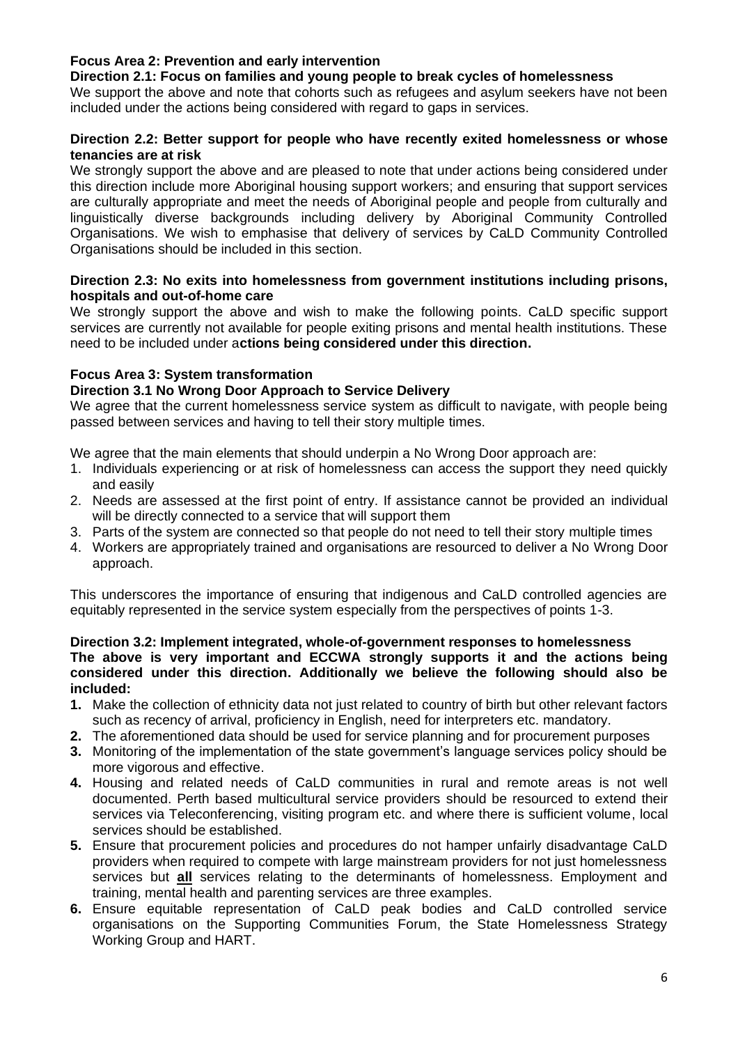**Focus Area 2: Prevention and early intervention**

**Direction 2.1: Focus on families and young people to break cycles of homelessness**

We support the above and note that cohorts such as refugees and asylum seekers have not been included under the actions being considered with regard to gaps in services.

**Direction 2.2: Better support for people who have recently exited homelessness or whose tenancies are at risk**

We strongly support the above and are pleased to note that under actions being considered under this direction include more Aboriginal housing support workers; and ensuring that support services are culturally appropriate and meet the needs of Aboriginal people and people from culturally and linguistically diverse backgrounds including delivery by Aboriginal Community Controlled Organisations. We wish to emphasise that delivery of services by CaLD Community Controlled Organisations should be included in this section.

**Direction 2.3: No exits into homelessness from government institutions including prisons, hospitals and out-of-home care**

We strongly support the above and wish to make the following points. CaLD specific support services are currently not available for people exiting prisons and mental health institutions. These need to be included under a**ctions being considered under this direction.**

**Focus Area 3: System transformation**

**Direction 3.1 No Wrong Door Approach to Service Delivery**

We agree that the current homelessness service system as difficult to navigate, with people being passed between services and having to tell their story multiple times.

We agree that the main elements that should underpin a No Wrong Door approach are:

1. Individuals experiencing or at risk of homelessness can access the support they need quickly and easily
2. Needs are assessed at the first point of entry. If assistance cannot be provided an individual will be directly connected to a service that will support them
3. Parts of the system are connected so that people do not need to tell their story multiple times
4. Workers are appropriately trained and organisations are resourced to deliver a No Wrong Door approach.

This underscores the importance of ensuring that indigenous and CaLD controlled agencies are equitably represented in the service system especially from the perspectives of points 1-3.

**Direction 3.2: Implement integrated, whole-of-government responses to homelessness**

**The above is very important and ECCWA strongly supports it and the actions being considered under this direction. Additionally we believe the following should also be included:**

1. Make the collection of ethnicity data not just related to country of birth but other relevant factors such as recency of arrival, proficiency in English, need for interpreters etc. mandatory.
2. The aforementioned data should be used for service planning and for procurement purposes
3. Monitoring of the implementation of the state government's language services policy should be more vigorous and effective.
4. Housing and related needs of CaLD communities in rural and remote areas is not well documented. Perth based multicultural service providers should be resourced to extend their services via Teleconferencing, visiting program etc. and where there is sufficient volume, local services should be established.
5. Ensure that procurement policies and procedures do not hamper unfairly disadvantage CaLD providers when required to compete with large mainstream providers for not just homelessness services but **all** services relating to the determinants of homelessness. Employment and training, mental health and parenting services are three examples.
6. Ensure equitable representation of CaLD peak bodies and CaLD controlled service organisations on the Supporting Communities Forum, the State Homelessness Strategy Working Group and HART.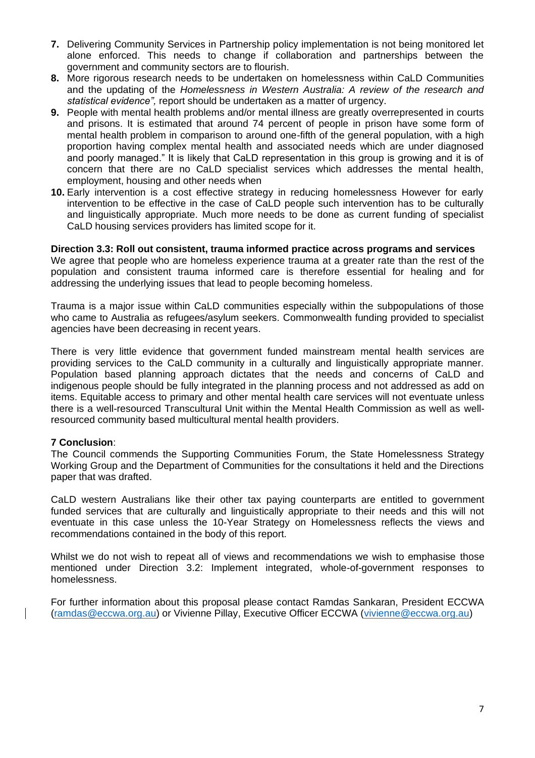7. Delivering Community Services in Partnership policy implementation is not being monitored let alone enforced. This needs to change if collaboration and partnerships between the government and community sectors are to flourish.
8. More rigorous research needs to be undertaken on homelessness within CaLD Communities and the updating of the *Homelessness in Western Australia: A review of the research and statistical evidence",* report should be undertaken as a matter of urgency.
9. People with mental health problems and/or mental illness are greatly overrepresented in courts and prisons. It is estimated that around 74 percent of people in prison have some form of mental health problem in comparison to around one-fifth of the general population, with a high proportion having complex mental health and associated needs which are under diagnosed and poorly managed." It is likely that CaLD representation in this group is growing and it is of concern that there are no CaLD specialist services which addresses the mental health, employment, housing and other needs when
10. Early intervention is a cost effective strategy in reducing homelessness However for early intervention to be effective in the case of CaLD people such intervention has to be culturally and linguistically appropriate. Much more needs to be done as current funding of specialist CaLD housing services providers has limited scope for it.

**Direction 3.3: Roll out consistent, trauma informed practice across programs and services**

We agree that people who are homeless experience trauma at a greater rate than the rest of the population and consistent trauma informed care is therefore essential for healing and for addressing the underlying issues that lead to people becoming homeless.

Trauma is a major issue within CaLD communities especially within the subpopulations of those who came to Australia as refugees/asylum seekers. Commonwealth funding provided to specialist agencies have been decreasing in recent years.

There is very little evidence that government funded mainstream mental health services are providing services to the CaLD community in a culturally and linguistically appropriate manner. Population based planning approach dictates that the needs and concerns of CaLD and indigenous people should be fully integrated in the planning process and not addressed as add on items. Equitable access to primary and other mental health care services will not eventuate unless there is a well-resourced Transcultural Unit within the Mental Health Commission as well as well-resourced community based multicultural mental health providers.

**7 Conclusion**:

The Council commends the Supporting Communities Forum, the State Homelessness Strategy Working Group and the Department of Communities for the consultations it held and the Directions paper that was drafted.

CaLD western Australians like their other tax paying counterparts are entitled to government funded services that are culturally and linguistically appropriate to their needs and this will not eventuate in this case unless the 10-Year Strategy on Homelessness reflects the views and recommendations contained in the body of this report.

Whilst we do not wish to repeat all of views and recommendations we wish to emphasise those mentioned under Direction 3.2: Implement integrated, whole-of-government responses to homelessness.

For further information about this proposal please contact Ramdas Sankaran, President ECCWA (ramdas@eccwa.org.au) or Vivienne Pillay, Executive Officer ECCWA (vivienne@eccwa.org.au)